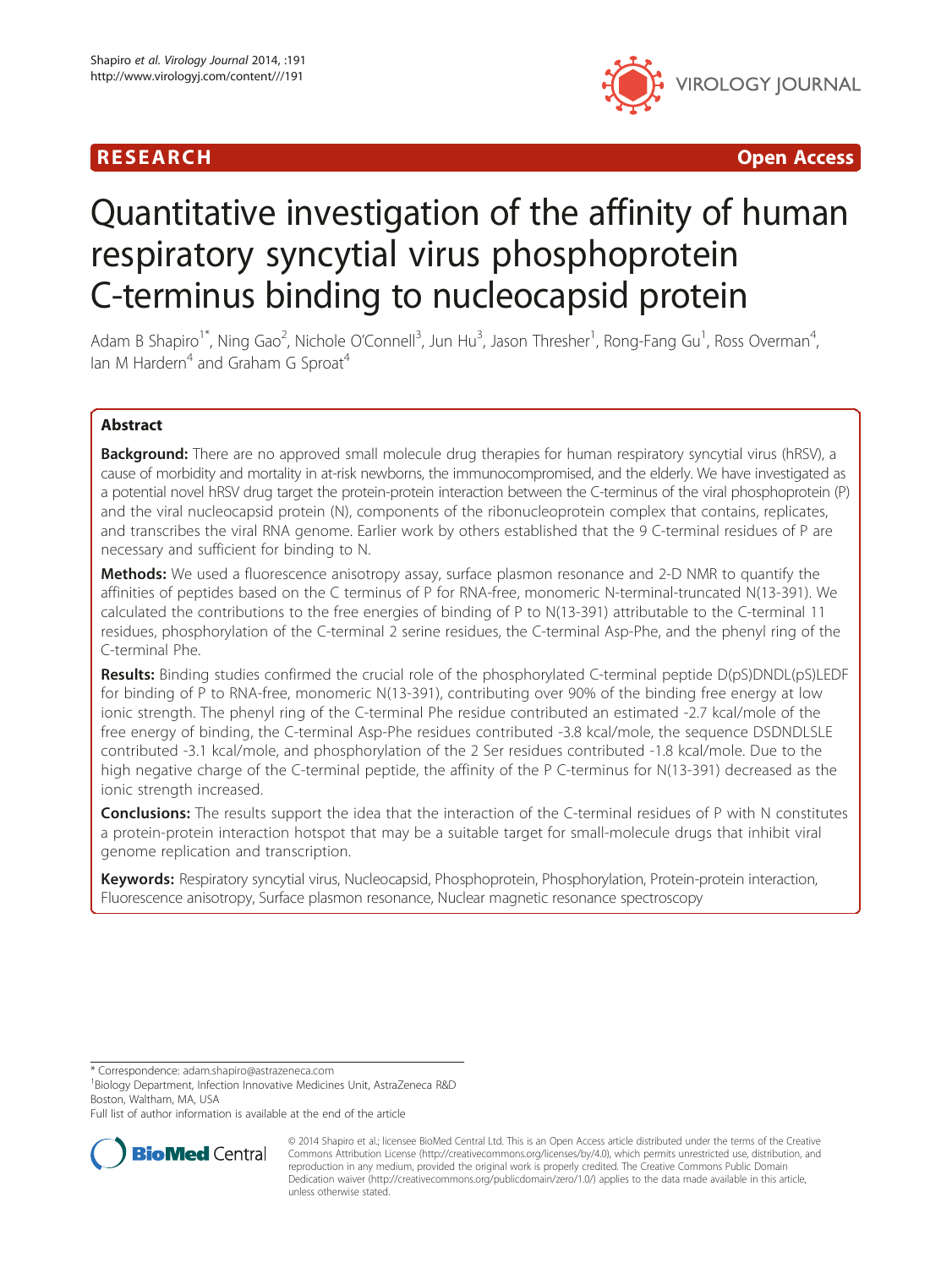RESEARCH Open Access

# Quantitative investigation of the affinity of human respiratory syncytial virus phosphoprotein C-terminus binding to nucleocapsid protein

Adam B Shapiro[1*], Ning Gao[2], Nichole O'Connell[3], Jun Hu[3], Jason Thresher[1], Rong-Fang Gu[1], Ross Overman[4], Ian M Hardern[4] and Graham G Sproat[4]

## Abstract

**Background:** There are no approved small molecule drug therapies for human respiratory syncytial virus (hRSV), a cause of morbidity and mortality in at-risk newborns, the immunocompromised, and the elderly. We have investigated as a potential novel hRSV drug target the protein-protein interaction between the C-terminus of the viral phosphoprotein (P) and the viral nucleocapsid protein (N), components of the ribonucleoprotein complex that contains, replicates, and transcribes the viral RNA genome. Earlier work by others established that the 9 C-terminal residues of P are necessary and sufficient for binding to N.

**Methods:** We used a fluorescence anisotropy assay, surface plasmon resonance and 2-D NMR to quantify the affinities of peptides based on the C terminus of P for RNA-free, monomeric N-terminal-truncated N(13-391). We calculated the contributions to the free energies of binding of P to N(13-391) attributable to the C-terminal 11 residues, phosphorylation of the C-terminal 2 serine residues, the C-terminal Asp-Phe, and the phenyl ring of the C-terminal Phe.

**Results:** Binding studies confirmed the crucial role of the phosphorylated C-terminal peptide D(pS)DNDL(pS)LEDF for binding of P to RNA-free, monomeric N(13-391), contributing over 90% of the binding free energy at low ionic strength. The phenyl ring of the C-terminal Phe residue contributed an estimated -2.7 kcal/mole of the free energy of binding, the C-terminal Asp-Phe residues contributed -3.8 kcal/mole, the sequence DSDNDLSLE contributed -3.1 kcal/mole, and phosphorylation of the 2 Ser residues contributed -1.8 kcal/mole. Due to the high negative charge of the C-terminal peptide, the affinity of the P C-terminus for N(13-391) decreased as the ionic strength increased.

**Conclusions:** The results support the idea that the interaction of the C-terminal residues of P with N constitutes a protein-protein interaction hotspot that may be a suitable target for small-molecule drugs that inhibit viral genome replication and transcription.

**Keywords:** Respiratory syncytial virus, Nucleocapsid, Phosphoprotein, Phosphorylation, Protein-protein interaction, Fluorescence anisotropy, Surface plasmon resonance, Nuclear magnetic resonance spectroscopy

\* Correspondence: adam.shapiro@astrazeneca.com
[1]Biology Department, Infection Innovative Medicines Unit, AstraZeneca R&D Boston, Waltham, MA, USA
Full list of author information is available at the end of the article

© 2014 Shapiro et al.; licensee BioMed Central Ltd. This is an Open Access article distributed under the terms of the Creative Commons Attribution License (http://creativecommons.org/licenses/by/4.0), which permits unrestricted use, distribution, and reproduction in any medium, provided the original work is properly credited. The Creative Commons Public Domain Dedication waiver (http://creativecommons.org/publicdomain/zero/1.0/) applies to the data made available in this article, unless otherwise stated.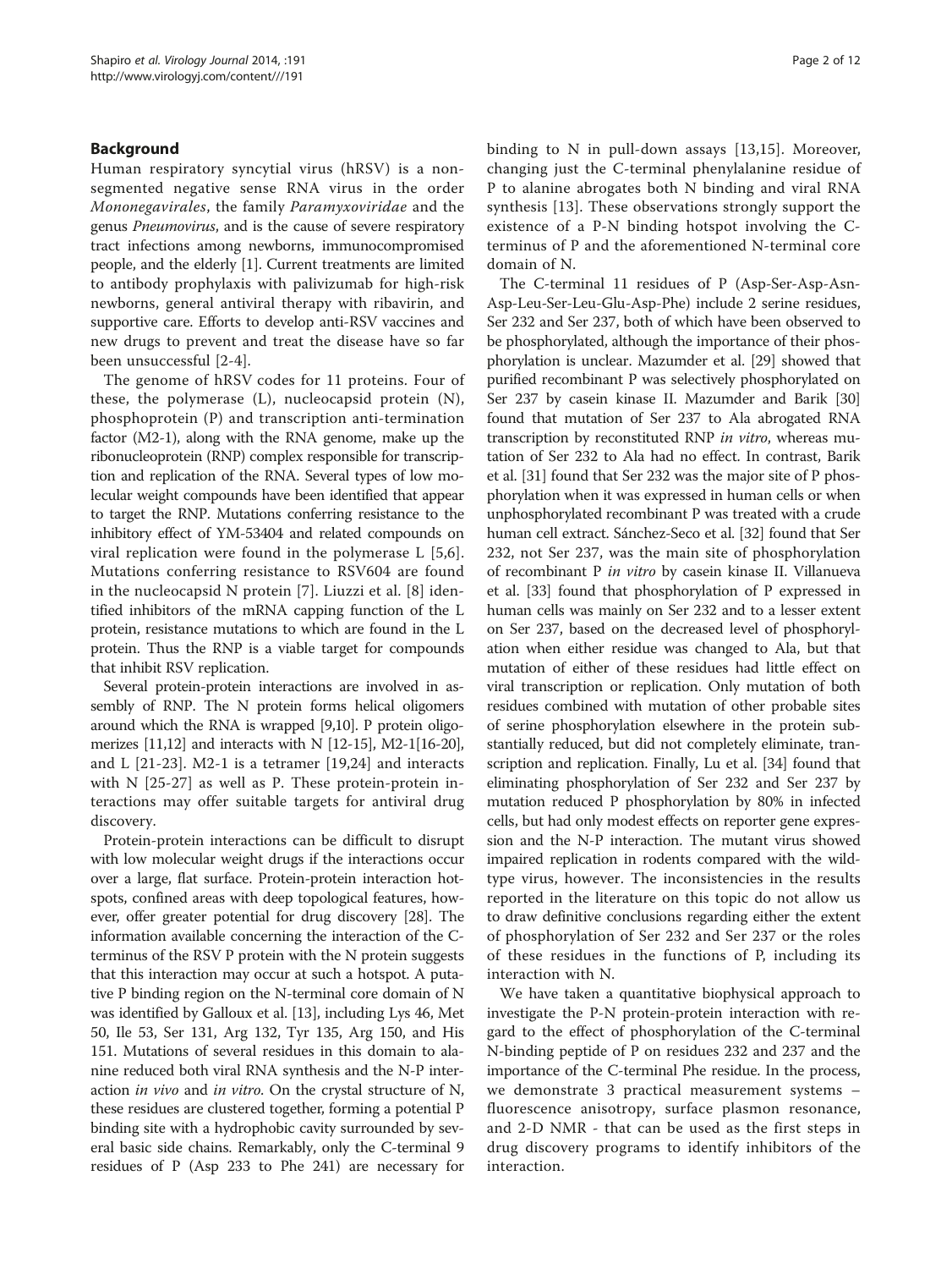## Background

Human respiratory syncytial virus (hRSV) is a non-segmented negative sense RNA virus in the order *Mononegavirales*, the family *Paramyxoviridae* and the genus *Pneumovirus*, and is the cause of severe respiratory tract infections among newborns, immunocompromised people, and the elderly [1]. Current treatments are limited to antibody prophylaxis with palivizumab for high-risk newborns, general antiviral therapy with ribavirin, and supportive care. Efforts to develop anti-RSV vaccines and new drugs to prevent and treat the disease have so far been unsuccessful [2-4].

The genome of hRSV codes for 11 proteins. Four of these, the polymerase (L), nucleocapsid protein (N), phosphoprotein (P) and transcription anti-termination factor (M2-1), along with the RNA genome, make up the ribonucleoprotein (RNP) complex responsible for transcription and replication of the RNA. Several types of low molecular weight compounds have been identified that appear to target the RNP. Mutations conferring resistance to the inhibitory effect of YM-53404 and related compounds on viral replication were found in the polymerase L [5,6]. Mutations conferring resistance to RSV604 are found in the nucleocapsid N protein [7]. Liuzzi et al. [8] identified inhibitors of the mRNA capping function of the L protein, resistance mutations to which are found in the L protein. Thus the RNP is a viable target for compounds that inhibit RSV replication.

Several protein-protein interactions are involved in assembly of RNP. The N protein forms helical oligomers around which the RNA is wrapped [9,10]. P protein oligomerizes [11,12] and interacts with N [12-15], M2-1[16-20], and L [21-23]. M2-1 is a tetramer [19,24] and interacts with N [25-27] as well as P. These protein-protein interactions may offer suitable targets for antiviral drug discovery.

Protein-protein interactions can be difficult to disrupt with low molecular weight drugs if the interactions occur over a large, flat surface. Protein-protein interaction hotspots, confined areas with deep topological features, however, offer greater potential for drug discovery [28]. The information available concerning the interaction of the C-terminus of the RSV P protein with the N protein suggests that this interaction may occur at such a hotspot. A putative P binding region on the N-terminal core domain of N was identified by Galloux et al. [13], including Lys 46, Met 50, Ile 53, Ser 131, Arg 132, Tyr 135, Arg 150, and His 151. Mutations of several residues in this domain to alanine reduced both viral RNA synthesis and the N-P interaction *in vivo* and *in vitro*. On the crystal structure of N, these residues are clustered together, forming a potential P binding site with a hydrophobic cavity surrounded by several basic side chains. Remarkably, only the C-terminal 9 residues of P (Asp 233 to Phe 241) are necessary for binding to N in pull-down assays [13,15]. Moreover, changing just the C-terminal phenylalanine residue of P to alanine abrogates both N binding and viral RNA synthesis [13]. These observations strongly support the existence of a P-N binding hotspot involving the C-terminus of P and the aforementioned N-terminal core domain of N.

The C-terminal 11 residues of P (Asp-Ser-Asp-Asn-Asp-Leu-Ser-Leu-Glu-Asp-Phe) include 2 serine residues, Ser 232 and Ser 237, both of which have been observed to be phosphorylated, although the importance of their phosphorylation is unclear. Mazumder et al. [29] showed that purified recombinant P was selectively phosphorylated on Ser 237 by casein kinase II. Mazumder and Barik [30] found that mutation of Ser 237 to Ala abrogated RNA transcription by reconstituted RNP *in vitro*, whereas mutation of Ser 232 to Ala had no effect. In contrast, Barik et al. [31] found that Ser 232 was the major site of P phosphorylation when it was expressed in human cells or when unphosphorylated recombinant P was treated with a crude human cell extract. Sánchez-Seco et al. [32] found that Ser 232, not Ser 237, was the main site of phosphorylation of recombinant P *in vitro* by casein kinase II. Villanueva et al. [33] found that phosphorylation of P expressed in human cells was mainly on Ser 232 and to a lesser extent on Ser 237, based on the decreased level of phosphorylation when either residue was changed to Ala, but that mutation of either of these residues had little effect on viral transcription or replication. Only mutation of both residues combined with mutation of other probable sites of serine phosphorylation elsewhere in the protein substantially reduced, but did not completely eliminate, transcription and replication. Finally, Lu et al. [34] found that eliminating phosphorylation of Ser 232 and Ser 237 by mutation reduced P phosphorylation by 80% in infected cells, but had only modest effects on reporter gene expression and the N-P interaction. The mutant virus showed impaired replication in rodents compared with the wild-type virus, however. The inconsistencies in the results reported in the literature on this topic do not allow us to draw definitive conclusions regarding either the extent of phosphorylation of Ser 232 and Ser 237 or the roles of these residues in the functions of P, including its interaction with N.

We have taken a quantitative biophysical approach to investigate the P-N protein-protein interaction with regard to the effect of phosphorylation of the C-terminal N-binding peptide of P on residues 232 and 237 and the importance of the C-terminal Phe residue. In the process, we demonstrate 3 practical measurement systems – fluorescence anisotropy, surface plasmon resonance, and 2-D NMR - that can be used as the first steps in drug discovery programs to identify inhibitors of the interaction.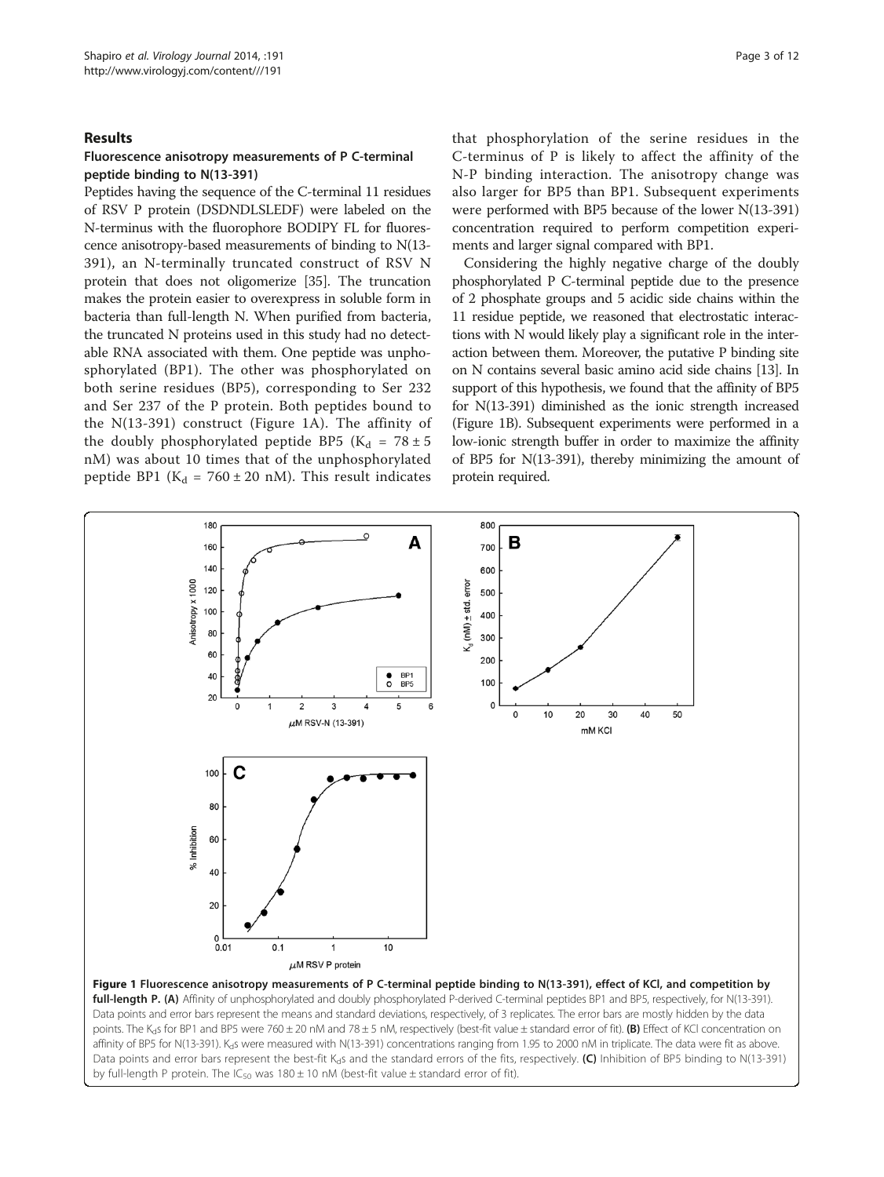## Results

### Fluorescence anisotropy measurements of P C-terminal peptide binding to N(13-391)

Peptides having the sequence of the C-terminal 11 residues of RSV P protein (DSDNDLSLEDF) were labeled on the N-terminus with the fluorophore BODIPY FL for fluorescence anisotropy-based measurements of binding to N(13-391), an N-terminally truncated construct of RSV N protein that does not oligomerize [35]. The truncation makes the protein easier to overexpress in soluble form in bacteria than full-length N. When purified from bacteria, the truncated N proteins used in this study had no detectable RNA associated with them. One peptide was unphosphorylated (BP1). The other was phosphorylated on both serine residues (BP5), corresponding to Ser 232 and Ser 237 of the P protein. Both peptides bound to the N(13-391) construct (Figure 1A). The affinity of the doubly phosphorylated peptide BP5 ($K_d$ = 78 ± 5 nM) was about 10 times that of the unphosphorylated peptide BP1 ($K_d$ = 760 ± 20 nM). This result indicates that phosphorylation of the serine residues in the C-terminus of P is likely to affect the affinity of the N-P binding interaction. The anisotropy change was also larger for BP5 than BP1. Subsequent experiments were performed with BP5 because of the lower N(13-391) concentration required to perform competition experiments and larger signal compared with BP1.

Considering the highly negative charge of the doubly phosphorylated P C-terminal peptide due to the presence of 2 phosphate groups and 5 acidic side chains within the 11 residue peptide, we reasoned that electrostatic interactions with N would likely play a significant role in the interaction between them. Moreover, the putative P binding site on N contains several basic amino acid side chains [13]. In support of this hypothesis, we found that the affinity of BP5 for N(13-391) diminished as the ionic strength increased (Figure 1B). Subsequent experiments were performed in a low-ionic strength buffer in order to maximize the affinity of BP5 for N(13-391), thereby minimizing the amount of protein required.

**Figure 1 Fluorescence anisotropy measurements of P C-terminal peptide binding to N(13-391), effect of KCl, and competition by full-length P. (A)** Affinity of unphosphorylated and doubly phosphorylated P-derived C-terminal peptides BP1 and BP5, respectively, for N(13-391). Data points and error bars represent the means and standard deviations, respectively, of 3 replicates. The error bars are mostly hidden by the data points. The $K_d$s for BP1 and BP5 were 760 ± 20 nM and 78 ± 5 nM, respectively (best-fit value ± standard error of fit). **(B)** Effect of KCl concentration on affinity of BP5 for N(13-391). $K_d$s were measured with N(13-391) concentrations ranging from 1.95 to 2000 nM in triplicate. The data were fit as above. Data points and error bars represent the best-fit $K_d$s and the standard errors of the fits, respectively. **(C)** Inhibition of BP5 binding to N(13-391) by full-length P protein. The $IC_{50}$ was 180 ± 10 nM (best-fit value ± standard error of fit).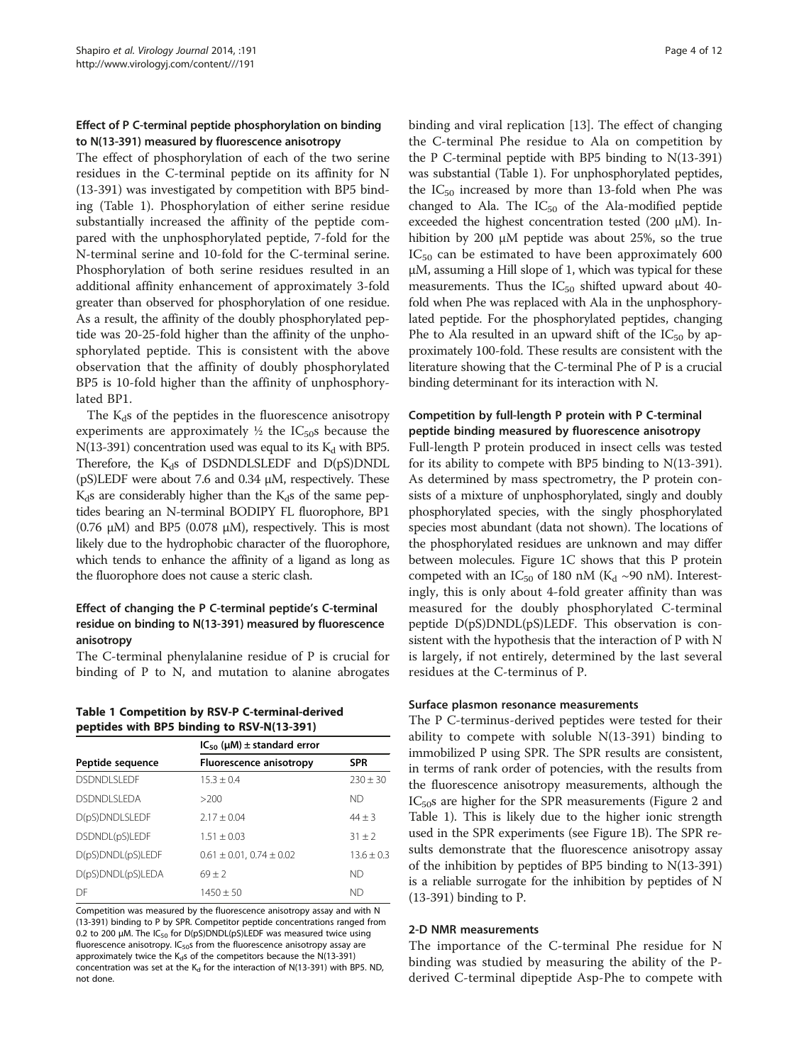### Effect of P C-terminal peptide phosphorylation on binding to N(13-391) measured by fluorescence anisotropy

The effect of phosphorylation of each of the two serine residues in the C-terminal peptide on its affinity for N (13-391) was investigated by competition with BP5 binding (Table 1). Phosphorylation of either serine residue substantially increased the affinity of the peptide compared with the unphosphorylated peptide, 7-fold for the N-terminal serine and 10-fold for the C-terminal serine. Phosphorylation of both serine residues resulted in an additional affinity enhancement of approximately 3-fold greater than observed for phosphorylation of one residue. As a result, the affinity of the doubly phosphorylated peptide was 20-25-fold higher than the affinity of the unphosphorylated peptide. This is consistent with the above observation that the affinity of doubly phosphorylated BP5 is 10-fold higher than the affinity of unphosphorylated BP1.

The $K_d$s of the peptides in the fluorescence anisotropy experiments are approximately ½ the $IC_{50}$s because the N(13-391) concentration used was equal to its $K_d$ with BP5. Therefore, the $K_d$s of DSDNDLSLEDF and D(pS)DNDL(pS)LEDF were about 7.6 and 0.34 μM, respectively. These $K_d$s are considerably higher than the $K_d$s of the same peptides bearing an N-terminal BODIPY FL fluorophore, BP1 (0.76 μM) and BP5 (0.078 μM), respectively. This is most likely due to the hydrophobic character of the fluorophore, which tends to enhance the affinity of a ligand as long as the fluorophore does not cause a steric clash.

### Effect of changing the P C-terminal peptide's C-terminal residue on binding to N(13-391) measured by fluorescence anisotropy

The C-terminal phenylalanine residue of P is crucial for binding of P to N, and mutation to alanine abrogates binding and viral replication [13]. The effect of changing the C-terminal Phe residue to Ala on competition by the P C-terminal peptide with BP5 binding to N(13-391) was substantial (Table 1). For unphosphorylated peptides, the $IC_{50}$ increased by more than 13-fold when Phe was changed to Ala. The $IC_{50}$ of the Ala-modified peptide exceeded the highest concentration tested (200 μM). Inhibition by 200 μM peptide was about 25%, so the true $IC_{50}$ can be estimated to have been approximately 600 μM, assuming a Hill slope of 1, which was typical for these measurements. Thus the $IC_{50}$ shifted upward about 40-fold when Phe was replaced with Ala in the unphosphorylated peptide. For the phosphorylated peptides, changing Phe to Ala resulted in an upward shift of the $IC_{50}$ by approximately 100-fold. These results are consistent with the literature showing that the C-terminal Phe of P is a crucial binding determinant for its interaction with N.

**Table 1 Competition by RSV-P C-terminal-derived peptides with BP5 binding to RSV-N(13-391)**

| Peptide sequence | $IC_{50}$ (μM) ± standard error | |
|---|---|---|
| | Fluorescence anisotropy | SPR |
| DSDNDLSLEDF | 15.3 ± 0.4 | 230 ± 30 |
| DSDNDLSLEDA | >200 | ND |
| D(pS)DNDLSLEDF | 2.17 ± 0.04 | 44 ± 3 |
| DSDNDL(pS)LEDF | 1.51 ± 0.03 | 31 ± 2 |
| D(pS)DNDL(pS)LEDF | 0.61 ± 0.01, 0.74 ± 0.02 | 13.6 ± 0.3 |
| D(pS)DNDL(pS)LEDA | 69 ± 2 | ND |
| DF | 1450 ± 50 | ND |

Competition was measured by the fluorescence anisotropy assay and with N (13-391) binding to P by SPR. Competitor peptide concentrations ranged from 0.2 to 200 μM. The $IC_{50}$ for D(pS)DNDL(pS)LEDF was measured twice using fluorescence anisotropy. $IC_{50}$s from the fluorescence anisotropy assay are approximately twice the $K_d$s of the competitors because the N(13-391) concentration was set at the $K_d$ for the interaction of N(13-391) with BP5. ND, not done.

### Competition by full-length P protein with P C-terminal peptide binding measured by fluorescence anisotropy

Full-length P protein produced in insect cells was tested for its ability to compete with BP5 binding to N(13-391). As determined by mass spectrometry, the P protein consists of a mixture of unphosphorylated, singly and doubly phosphorylated species, with the singly phosphorylated species most abundant (data not shown). The locations of the phosphorylated residues are unknown and may differ between molecules. Figure 1C shows that this P protein competed with an $IC_{50}$ of 180 nM ($K_d$ ~90 nM). Interestingly, this is only about 4-fold greater affinity than was measured for the doubly phosphorylated C-terminal peptide D(pS)DNDL(pS)LEDF. This observation is consistent with the hypothesis that the interaction of P with N is largely, if not entirely, determined by the last several residues at the C-terminus of P.

### Surface plasmon resonance measurements

The P C-terminus-derived peptides were tested for their ability to compete with soluble N(13-391) binding to immobilized P using SPR. The SPR results are consistent, in terms of rank order of potencies, with the results from the fluorescence anisotropy measurements, although the $IC_{50}$s are higher for the SPR measurements (Figure 2 and Table 1). This is likely due to the higher ionic strength used in the SPR experiments (see Figure 1B). The SPR results demonstrate that the fluorescence anisotropy assay of the inhibition by peptides of BP5 binding to N(13-391) is a reliable surrogate for the inhibition by peptides of N (13-391) binding to P.

### 2-D NMR measurements

The importance of the C-terminal Phe residue for N binding was studied by measuring the ability of the P-derived C-terminal dipeptide Asp-Phe to compete with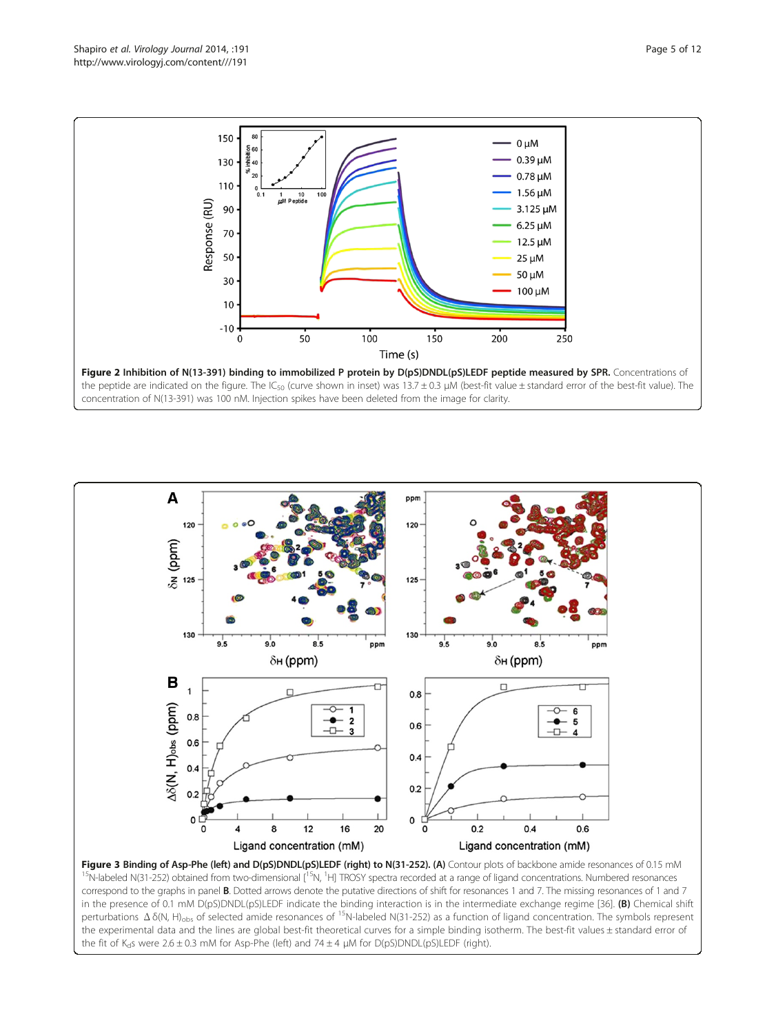**Figure 2 Inhibition of N(13-391) binding to immobilized P protein by D(pS)DNDL(pS)LEDF peptide measured by SPR.** Concentrations of the peptide are indicated on the figure. The $IC_{50}$ (curve shown in inset) was 13.7 ± 0.3 μM (best-fit value ± standard error of the best-fit value). The concentration of N(13-391) was 100 nM. Injection spikes have been deleted from the image for clarity.

**Figure 3 Binding of Asp-Phe (left) and D(pS)DNDL(pS)LEDF (right) to N(31-252). (A)** Contour plots of backbone amide resonances of 0.15 mM $^{15}N$-labeled N(31-252) obtained from two-dimensional [$^{15}N$, $^{1}H$] TROSY spectra recorded at a range of ligand concentrations. Numbered resonances correspond to the graphs in panel **B**. Dotted arrows denote the putative directions of shift for resonances 1 and 7. The missing resonances of 1 and 7 in the presence of 0.1 mM D(pS)DNDL(pS)LEDF indicate the binding interaction is in the intermediate exchange regime [36]. **(B)** Chemical shift perturbations $\Delta\delta(N, H)_{obs}$ of selected amide resonances of $^{15}N$-labeled N(31-252) as a function of ligand concentration. The symbols represent the experimental data and the lines are global best-fit theoretical curves for a simple binding isotherm. The best-fit values ± standard error of the fit of $K_d$s were 2.6 ± 0.3 mM for Asp-Phe (left) and 74 ± 4 μM for D(pS)DNDL(pS)LEDF (right).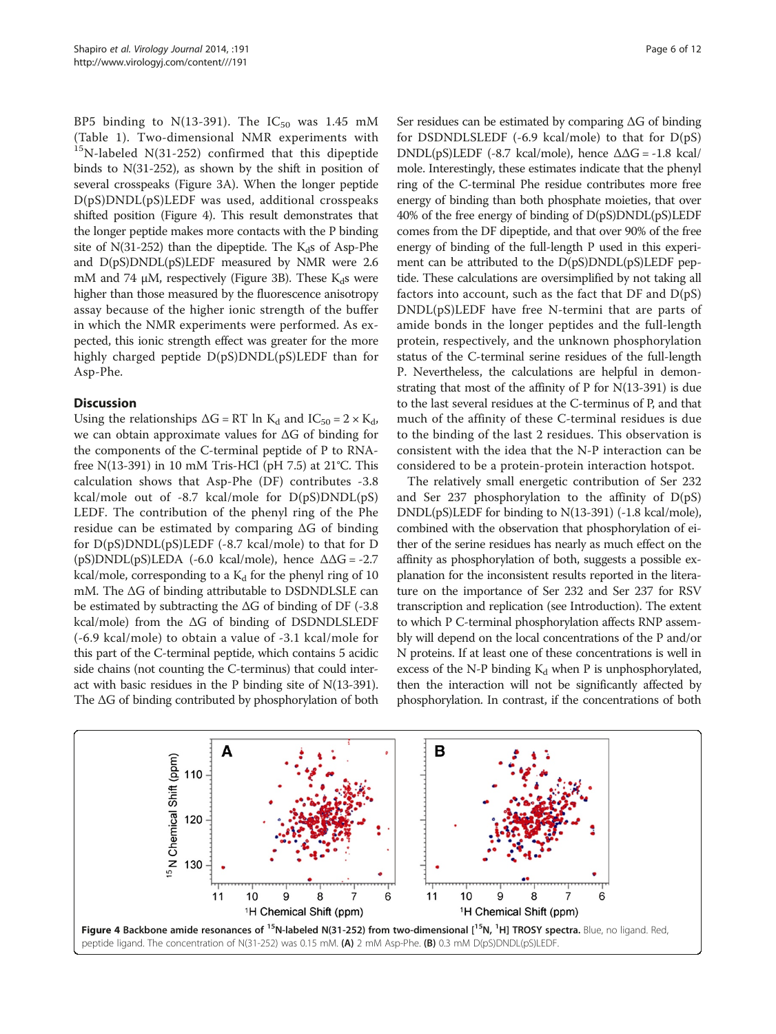BP5 binding to N(13-391). The $IC_{50}$ was 1.45 mM (Table 1). Two-dimensional NMR experiments with $^{15}$N-labeled N(31-252) confirmed that this dipeptide binds to N(31-252), as shown by the shift in position of several crosspeaks (Figure 3A). When the longer peptide D(pS)DNDL(pS)LEDF was used, additional crosspeaks shifted position (Figure 4). This result demonstrates that the longer peptide makes more contacts with the P binding site of N(31-252) than the dipeptide. The $K_d$s of Asp-Phe and D(pS)DNDL(pS)LEDF measured by NMR were 2.6 mM and 74 μM, respectively (Figure 3B). These $K_d$s were higher than those measured by the fluorescence anisotropy assay because of the higher ionic strength of the buffer in which the NMR experiments were performed. As expected, this ionic strength effect was greater for the more highly charged peptide D(pS)DNDL(pS)LEDF than for Asp-Phe.

## Discussion

Using the relationships $\Delta G = RT \ln K_d$ and $IC_{50} = 2 \times K_d$, we can obtain approximate values for ΔG of binding for the components of the C-terminal peptide of P to RNA-free N(13-391) in 10 mM Tris-HCl (pH 7.5) at 21°C. This calculation shows that Asp-Phe (DF) contributes -3.8 kcal/mole out of -8.7 kcal/mole for D(pS)DNDL(pS)LEDF. The contribution of the phenyl ring of the Phe residue can be estimated by comparing ΔG of binding for D(pS)DNDL(pS)LEDF (-8.7 kcal/mole) to that for D(pS)DNDL(pS)LEDA (-6.0 kcal/mole), hence ΔΔG = -2.7 kcal/mole, corresponding to a $K_d$ for the phenyl ring of 10 mM. The ΔG of binding attributable to DSDNDLSLE can be estimated by subtracting the ΔG of binding of DF (-3.8 kcal/mole) from the ΔG of binding of DSDNDLSLEDF (-6.9 kcal/mole) to obtain a value of -3.1 kcal/mole for this part of the C-terminal peptide, which contains 5 acidic side chains (not counting the C-terminus) that could interact with basic residues in the P binding site of N(13-391). The ΔG of binding contributed by phosphorylation of both Ser residues can be estimated by comparing ΔG of binding for DSDNDLSLEDF (-6.9 kcal/mole) to that for D(pS)DNDL(pS)LEDF (-8.7 kcal/mole), hence ΔΔG = -1.8 kcal/mole. Interestingly, these estimates indicate that the phenyl ring of the C-terminal Phe residue contributes more free energy of binding than both phosphate moieties, that over 40% of the free energy of binding of D(pS)DNDL(pS)LEDF comes from the DF dipeptide, and that over 90% of the free energy of binding of the full-length P used in this experiment can be attributed to the D(pS)DNDL(pS)LEDF peptide. These calculations are oversimplified by not taking all factors into account, such as the fact that DF and D(pS)DNDL(pS)LEDF have free N-termini that are parts of amide bonds in the longer peptides and the full-length protein, respectively, and the unknown phosphorylation status of the C-terminal serine residues of the full-length P. Nevertheless, the calculations are helpful in demonstrating that most of the affinity of P for N(13-391) is due to the last several residues at the C-terminus of P, and that much of the affinity of these C-terminal residues is due to the binding of the last 2 residues. This observation is consistent with the idea that the N-P interaction can be considered to be a protein-protein interaction hotspot.

The relatively small energetic contribution of Ser 232 and Ser 237 phosphorylation to the affinity of D(pS)DNDL(pS)LEDF for binding to N(13-391) (-1.8 kcal/mole), combined with the observation that phosphorylation of either of the serine residues has nearly as much effect on the affinity as phosphorylation of both, suggests a possible explanation for the inconsistent results reported in the literature on the importance of Ser 232 and Ser 237 for RSV transcription and replication (see Introduction). The extent to which P C-terminal phosphorylation affects RNP assembly will depend on the local concentrations of the P and/or N proteins. If at least one of these concentrations is well in excess of the N-P binding $K_d$ when P is unphosphorylated, then the interaction will not be significantly affected by phosphorylation. In contrast, if the concentrations of both

**Figure 4 Backbone amide resonances of $^{15}$N-labeled N(31-252) from two-dimensional [$^{15}$N, $^{1}$H] TROSY spectra.** Blue, no ligand. Red, peptide ligand. The concentration of N(31-252) was 0.15 mM. **(A)** 2 mM Asp-Phe. **(B)** 0.3 mM D(pS)DNDL(pS)LEDF.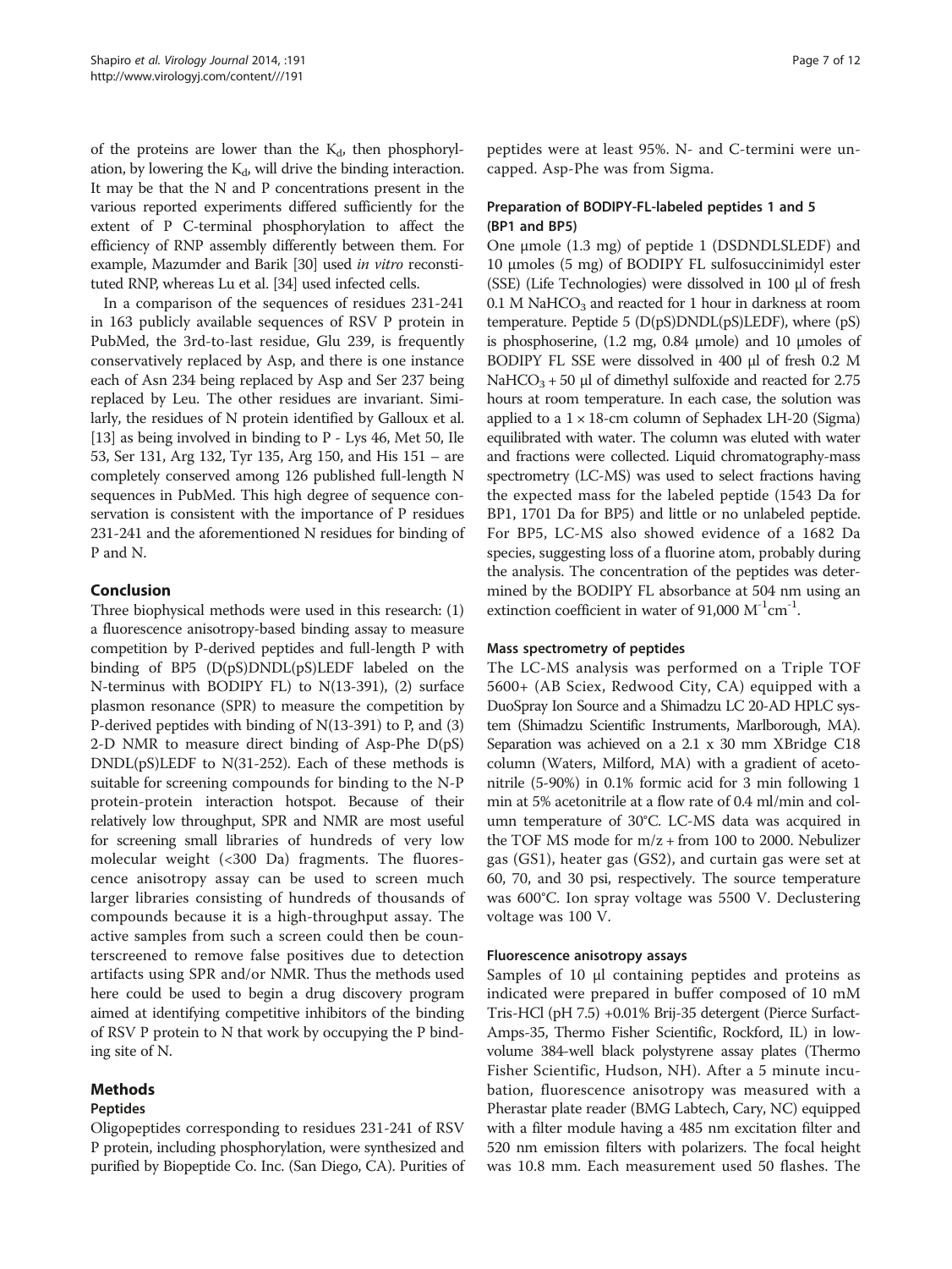of the proteins are lower than the $K_d$, then phosphorylation, by lowering the $K_d$, will drive the binding interaction. It may be that the N and P concentrations present in the various reported experiments differed sufficiently for the extent of P C-terminal phosphorylation to affect the efficiency of RNP assembly differently between them. For example, Mazumder and Barik [30] used *in vitro* reconstituted RNP, whereas Lu et al. [34] used infected cells.

In a comparison of the sequences of residues 231-241 in 163 publicly available sequences of RSV P protein in PubMed, the 3rd-to-last residue, Glu 239, is frequently conservatively replaced by Asp, and there is one instance each of Asn 234 being replaced by Asp and Ser 237 being replaced by Leu. The other residues are invariant. Similarly, the residues of N protein identified by Galloux et al. [13] as being involved in binding to P - Lys 46, Met 50, Ile 53, Ser 131, Arg 132, Tyr 135, Arg 150, and His 151 – are completely conserved among 126 published full-length N sequences in PubMed. This high degree of sequence conservation is consistent with the importance of P residues 231-241 and the aforementioned N residues for binding of P and N.

## Conclusion

Three biophysical methods were used in this research: (1) a fluorescence anisotropy-based binding assay to measure competition by P-derived peptides and full-length P with binding of BP5 (D(pS)DNDL(pS)LEDF labeled on the N-terminus with BODIPY FL) to N(13-391), (2) surface plasmon resonance (SPR) to measure the competition by P-derived peptides with binding of N(13-391) to P, and (3) 2-D NMR to measure direct binding of Asp-Phe D(pS) DNDL(pS)LEDF to N(31-252). Each of these methods is suitable for screening compounds for binding to the N-P protein-protein interaction hotspot. Because of their relatively low throughput, SPR and NMR are most useful for screening small libraries of hundreds of very low molecular weight (<300 Da) fragments. The fluorescence anisotropy assay can be used to screen much larger libraries consisting of hundreds of thousands of compounds because it is a high-throughput assay. The active samples from such a screen could then be counterscreened to remove false positives due to detection artifacts using SPR and/or NMR. Thus the methods used here could be used to begin a drug discovery program aimed at identifying competitive inhibitors of the binding of RSV P protein to N that work by occupying the P binding site of N.

## Methods

### Peptides

Oligopeptides corresponding to residues 231-241 of RSV P protein, including phosphorylation, were synthesized and purified by Biopeptide Co. Inc. (San Diego, CA). Purities of peptides were at least 95%. N- and C-termini were uncapped. Asp-Phe was from Sigma.

### Preparation of BODIPY-FL-labeled peptides 1 and 5 (BP1 and BP5)

One μmole (1.3 mg) of peptide 1 (DSDNDLSLEDF) and 10 μmoles (5 mg) of BODIPY FL sulfosuccinimidyl ester (SSE) (Life Technologies) were dissolved in 100 μl of fresh 0.1 M $NaHCO_3$ and reacted for 1 hour in darkness at room temperature. Peptide 5 (D(pS)DNDL(pS)LEDF), where (pS) is phosphoserine, (1.2 mg, 0.84 μmole) and 10 μmoles of BODIPY FL SSE were dissolved in 400 μl of fresh 0.2 M $NaHCO_3$ + 50 μl of dimethyl sulfoxide and reacted for 2.75 hours at room temperature. In each case, the solution was applied to a 1 × 18-cm column of Sephadex LH-20 (Sigma) equilibrated with water. The column was eluted with water and fractions were collected. Liquid chromatography-mass spectrometry (LC-MS) was used to select fractions having the expected mass for the labeled peptide (1543 Da for BP1, 1701 Da for BP5) and little or no unlabeled peptide. For BP5, LC-MS also showed evidence of a 1682 Da species, suggesting loss of a fluorine atom, probably during the analysis. The concentration of the peptides was determined by the BODIPY FL absorbance at 504 nm using an extinction coefficient in water of 91,000 $M^{-1}cm^{-1}$.

### Mass spectrometry of peptides

The LC-MS analysis was performed on a Triple TOF 5600+ (AB Sciex, Redwood City, CA) equipped with a DuoSpray Ion Source and a Shimadzu LC 20-AD HPLC system (Shimadzu Scientific Instruments, Marlborough, MA). Separation was achieved on a 2.1 x 30 mm XBridge C18 column (Waters, Milford, MA) with a gradient of acetonitrile (5-90%) in 0.1% formic acid for 3 min following 1 min at 5% acetonitrile at a flow rate of 0.4 ml/min and column temperature of 30°C. LC-MS data was acquired in the TOF MS mode for m/z + from 100 to 2000. Nebulizer gas (GS1), heater gas (GS2), and curtain gas were set at 60, 70, and 30 psi, respectively. The source temperature was 600°C. Ion spray voltage was 5500 V. Declustering voltage was 100 V.

### Fluorescence anisotropy assays

Samples of 10 μl containing peptides and proteins as indicated were prepared in buffer composed of 10 mM Tris-HCl (pH 7.5) +0.01% Brij-35 detergent (Pierce Surfact-Amps-35, Thermo Fisher Scientific, Rockford, IL) in low-volume 384-well black polystyrene assay plates (Thermo Fisher Scientific, Hudson, NH). After a 5 minute incubation, fluorescence anisotropy was measured with a Pherastar plate reader (BMG Labtech, Cary, NC) equipped with a filter module having a 485 nm excitation filter and 520 nm emission filters with polarizers. The focal height was 10.8 mm. Each measurement used 50 flashes. The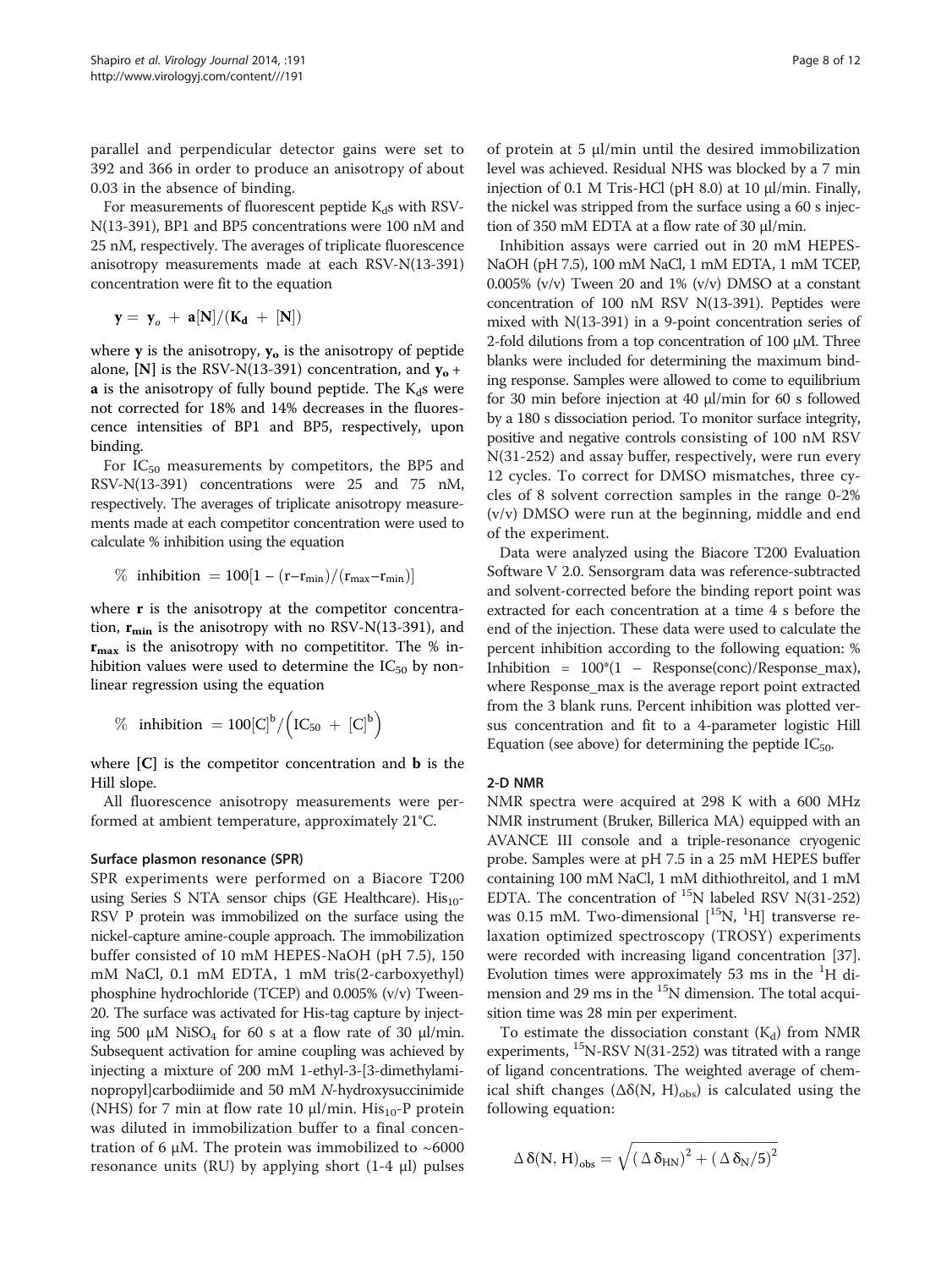parallel and perpendicular detector gains were set to 392 and 366 in order to produce an anisotropy of about 0.03 in the absence of binding.

For measurements of fluorescent peptide $K_d$s with RSV-N(13-391), BP1 and BP5 concentrations were 100 nM and 25 nM, respectively. The averages of triplicate fluorescence anisotropy measurements made at each RSV-N(13-391) concentration were fit to the equation

$$\mathbf{y} = \mathbf{y}_o + \mathbf{a}[\mathbf{N}]/(\mathbf{K_d} + [\mathbf{N}])$$

where $\mathbf{y}$ is the anisotropy, $\mathbf{y_o}$ is the anisotropy of peptide alone, $[\mathbf{N}]$ is the RSV-N(13-391) concentration, and $\mathbf{y_o}$ + $\mathbf{a}$ is the anisotropy of fully bound peptide. The $K_d$s were not corrected for 18% and 14% decreases in the fluorescence intensities of BP1 and BP5, respectively, upon binding.

For $IC_{50}$ measurements by competitors, the BP5 and RSV-N(13-391) concentrations were 25 and 75 nM, respectively. The averages of triplicate anisotropy measurements made at each competitor concentration were used to calculate % inhibition using the equation

$$\% \text{ inhibition } = 100[1 - (r - r_{min})/(r_{max} - r_{min})]$$

where $\mathbf{r}$ is the anisotropy at the competitor concentration, $\mathbf{r_{min}}$ is the anisotropy with no RSV-N(13-391), and $\mathbf{r_{max}}$ is the anisotropy with no competititor. The % inhibition values were used to determine the $IC_{50}$ by nonlinear regression using the equation

$$\% \text{ inhibition } = 100[C]^b / \left(IC_{50} + [C]^b\right)$$

where $[\mathbf{C}]$ is the competitor concentration and $\mathbf{b}$ is the Hill slope.

All fluorescence anisotropy measurements were performed at ambient temperature, approximately 21°C.

### Surface plasmon resonance (SPR)

SPR experiments were performed on a Biacore T200 using Series S NTA sensor chips (GE Healthcare). $His_{10}$-RSV P protein was immobilized on the surface using the nickel-capture amine-couple approach. The immobilization buffer consisted of 10 mM HEPES-NaOH (pH 7.5), 150 mM NaCl, 0.1 mM EDTA, 1 mM tris(2-carboxyethyl) phosphine hydrochloride (TCEP) and 0.005% (v/v) Tween-20. The surface was activated for His-tag capture by injecting 500 μM $NiSO_4$ for 60 s at a flow rate of 30 μl/min. Subsequent activation for amine coupling was achieved by injecting a mixture of 200 mM 1-ethyl-3-[3-dimethylaminopropyl]carbodiimide and 50 mM *N*-hydroxysuccinimide (NHS) for 7 min at flow rate 10 μl/min. $His_{10}$-P protein was diluted in immobilization buffer to a final concentration of 6 μM. The protein was immobilized to ~6000 resonance units (RU) by applying short (1-4 μl) pulses of protein at 5 μl/min until the desired immobilization level was achieved. Residual NHS was blocked by a 7 min injection of 0.1 M Tris-HCl (pH 8.0) at 10 μl/min. Finally, the nickel was stripped from the surface using a 60 s injection of 350 mM EDTA at a flow rate of 30 μl/min.

Inhibition assays were carried out in 20 mM HEPES-NaOH (pH 7.5), 100 mM NaCl, 1 mM EDTA, 1 mM TCEP, 0.005% (v/v) Tween 20 and 1% (v/v) DMSO at a constant concentration of 100 nM RSV N(13-391). Peptides were mixed with N(13-391) in a 9-point concentration series of 2-fold dilutions from a top concentration of 100 μM. Three blanks were included for determining the maximum binding response. Samples were allowed to come to equilibrium for 30 min before injection at 40 μl/min for 60 s followed by a 180 s dissociation period. To monitor surface integrity, positive and negative controls consisting of 100 nM RSV N(31-252) and assay buffer, respectively, were run every 12 cycles. To correct for DMSO mismatches, three cycles of 8 solvent correction samples in the range 0-2% (v/v) DMSO were run at the beginning, middle and end of the experiment.

Data were analyzed using the Biacore T200 Evaluation Software V 2.0. Sensorgram data was reference-subtracted and solvent-corrected before the binding report point was extracted for each concentration at a time 4 s before the end of the injection. These data were used to calculate the percent inhibition according to the following equation: % Inhibition = 100*(1 – Response(conc)/Response_max), where Response_max is the average report point extracted from the 3 blank runs. Percent inhibition was plotted versus concentration and fit to a 4-parameter logistic Hill Equation (see above) for determining the peptide $IC_{50}$.

### 2-D NMR

NMR spectra were acquired at 298 K with a 600 MHz NMR instrument (Bruker, Billerica MA) equipped with an AVANCE III console and a triple-resonance cryogenic probe. Samples were at pH 7.5 in a 25 mM HEPES buffer containing 100 mM NaCl, 1 mM dithiothreitol, and 1 mM EDTA. The concentration of $^{15}N$ labeled RSV N(31-252) was 0.15 mM. Two-dimensional [$^{15}N$, $^{1}H$] transverse relaxation optimized spectroscopy (TROSY) experiments were recorded with increasing ligand concentration [37]. Evolution times were approximately 53 ms in the $^{1}H$ dimension and 29 ms in the $^{15}N$ dimension. The total acquisition time was 28 min per experiment.

To estimate the dissociation constant ($K_d$) from NMR experiments, $^{15}N$-RSV N(31-252) was titrated with a range of ligand concentrations. The weighted average of chemical shift changes ($\Delta\delta(N, H)_{obs}$) is calculated using the following equation:

$$\Delta\,\delta(N, H)_{obs} = \sqrt{(\Delta\,\delta_{HN})^2 + (\Delta\,\delta_N/5)^2}$$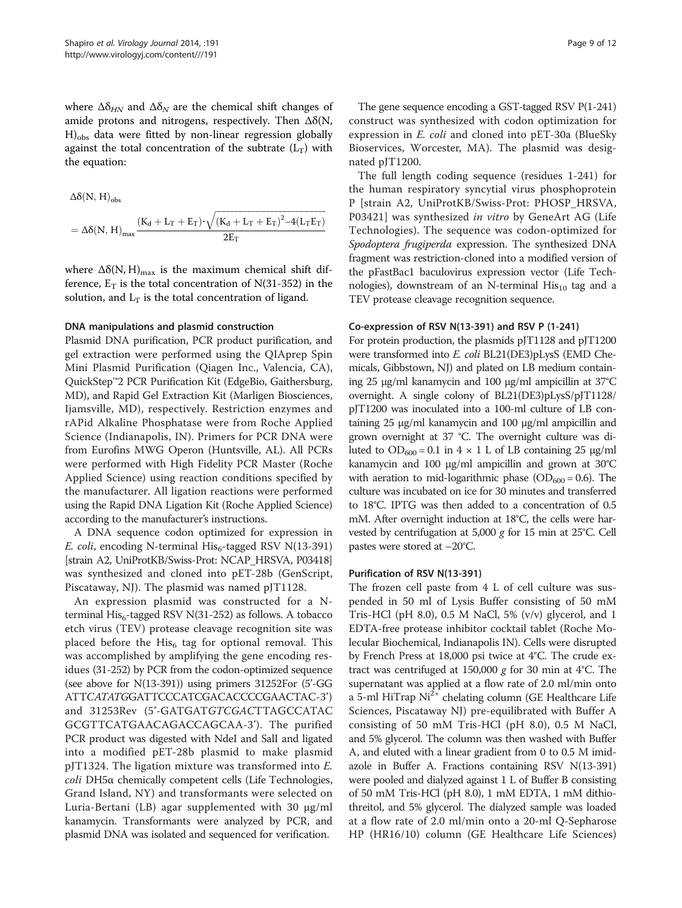where $\Delta\delta_{HN}$ and $\Delta\delta_N$ are the chemical shift changes of amide protons and nitrogens, respectively. Then $\Delta\delta(N, H)_{obs}$ data were fitted by non-linear regression globally against the total concentration of the subtrate ($L_T$) with the equation:

$$\Delta\delta(N, H)_{obs} = \Delta\delta(N, H)_{max} \frac{(K_d + L_T + E_T) - \sqrt{(K_d + L_T + E_T)^2 - 4(L_T E_T)}}{2E_T}$$

where $\Delta\delta(N, H)_{max}$ is the maximum chemical shift difference, $E_T$ is the total concentration of N(31-352) in the solution, and $L_T$ is the total concentration of ligand.

#### DNA manipulations and plasmid construction

Plasmid DNA purification, PCR product purification, and gel extraction were performed using the QIAprep Spin Mini Plasmid Purification (Qiagen Inc., Valencia, CA), QuickStep™2 PCR Purification Kit (EdgeBio, Gaithersburg, MD), and Rapid Gel Extraction Kit (Marligen Biosciences, Ijamsville, MD), respectively. Restriction enzymes and rAPid Alkaline Phosphatase were from Roche Applied Science (Indianapolis, IN). Primers for PCR DNA were from Eurofins MWG Operon (Huntsville, AL). All PCRs were performed with High Fidelity PCR Master (Roche Applied Science) using reaction conditions specified by the manufacturer. All ligation reactions were performed using the Rapid DNA Ligation Kit (Roche Applied Science) according to the manufacturer's instructions.

A DNA sequence codon optimized for expression in *E. coli*, encoding N-terminal $His_6$-tagged RSV N(13-391) [strain A2, UniProtKB/Swiss-Prot: NCAP_HRSVA, P03418] was synthesized and cloned into pET-28b (GenScript, Piscataway, NJ). The plasmid was named pJT1128.

An expression plasmid was constructed for a N-terminal $His_6$-tagged RSV N(31-252) as follows. A tobacco etch virus (TEV) protease cleavage recognition site was placed before the $His_6$ tag for optional removal. This was accomplished by amplifying the gene encoding residues (31-252) by PCR from the codon-optimized sequence (see above for N(13-391)) using primers 31252For (5'-GGATT*CATATG*GATTCCCATCGACACCCCGAACTAC-3') and 31253Rev (5'-GATGAT*GTCGAC*TTAGCCATACGCGTTCATGAACAGACCAGCAA-3'). The purified PCR product was digested with NdeI and SalI and ligated into a modified pET-28b plasmid to make plasmid pJT1324. The ligation mixture was transformed into *E. coli* DH5α chemically competent cells (Life Technologies, Grand Island, NY) and transformants were selected on Luria-Bertani (LB) agar supplemented with 30 μg/ml kanamycin. Transformants were analyzed by PCR, and plasmid DNA was isolated and sequenced for verification.

The gene sequence encoding a GST-tagged RSV P(1-241) construct was synthesized with codon optimization for expression in *E. coli* and cloned into pET-30a (BlueSky Bioservices, Worcester, MA). The plasmid was designated pJT1200.

The full length coding sequence (residues 1-241) for the human respiratory syncytial virus phosphoprotein P [strain A2, UniProtKB/Swiss-Prot: PHOSP_HRSVA, P03421] was synthesized *in vitro* by GeneArt AG (Life Technologies). The sequence was codon-optimized for *Spodoptera frugiperda* expression. The synthesized DNA fragment was restriction-cloned into a modified version of the pFastBac1 baculovirus expression vector (Life Technologies), downstream of an N-terminal $His_{10}$ tag and a TEV protease cleavage recognition sequence.

#### Co-expression of RSV N(13-391) and RSV P (1-241)

For protein production, the plasmids pJT1128 and pJT1200 were transformed into *E. coli* BL21(DE3)pLysS (EMD Chemicals, Gibbstown, NJ) and plated on LB medium containing 25 μg/ml kanamycin and 100 μg/ml ampicillin at 37°C overnight. A single colony of BL21(DE3)pLysS/pJT1128/pJT1200 was inoculated into a 100-ml culture of LB containing 25 μg/ml kanamycin and 100 μg/ml ampicillin and grown overnight at 37 °C. The overnight culture was diluted to $OD_{600}$ = 0.1 in 4 × 1 L of LB containing 25 μg/ml kanamycin and 100 μg/ml ampicillin and grown at 30°C with aeration to mid-logarithmic phase ($OD_{600}$ = 0.6). The culture was incubated on ice for 30 minutes and transferred to 18°C. IPTG was then added to a concentration of 0.5 mM. After overnight induction at 18°C, the cells were harvested by centrifugation at 5,000 *g* for 15 min at 25°C. Cell pastes were stored at −20°C.

#### Purification of RSV N(13-391)

The frozen cell paste from 4 L of cell culture was suspended in 50 ml of Lysis Buffer consisting of 50 mM Tris-HCl (pH 8.0), 0.5 M NaCl, 5% (v/v) glycerol, and 1 EDTA-free protease inhibitor cocktail tablet (Roche Molecular Biochemical, Indianapolis IN). Cells were disrupted by French Press at 18,000 psi twice at 4°C. The crude extract was centrifuged at 150,000 *g* for 30 min at 4°C. The supernatant was applied at a flow rate of 2.0 ml/min onto a 5-ml HiTrap $Ni^{2+}$ chelating column (GE Healthcare Life Sciences, Piscataway NJ) pre-equilibrated with Buffer A consisting of 50 mM Tris-HCl (pH 8.0), 0.5 M NaCl, and 5% glycerol. The column was then washed with Buffer A, and eluted with a linear gradient from 0 to 0.5 M imidazole in Buffer A. Fractions containing RSV N(13-391) were pooled and dialyzed against 1 L of Buffer B consisting of 50 mM Tris-HCl (pH 8.0), 1 mM EDTA, 1 mM dithiothreitol, and 5% glycerol. The dialyzed sample was loaded at a flow rate of 2.0 ml/min onto a 20-ml Q-Sepharose HP (HR16/10) column (GE Healthcare Life Sciences)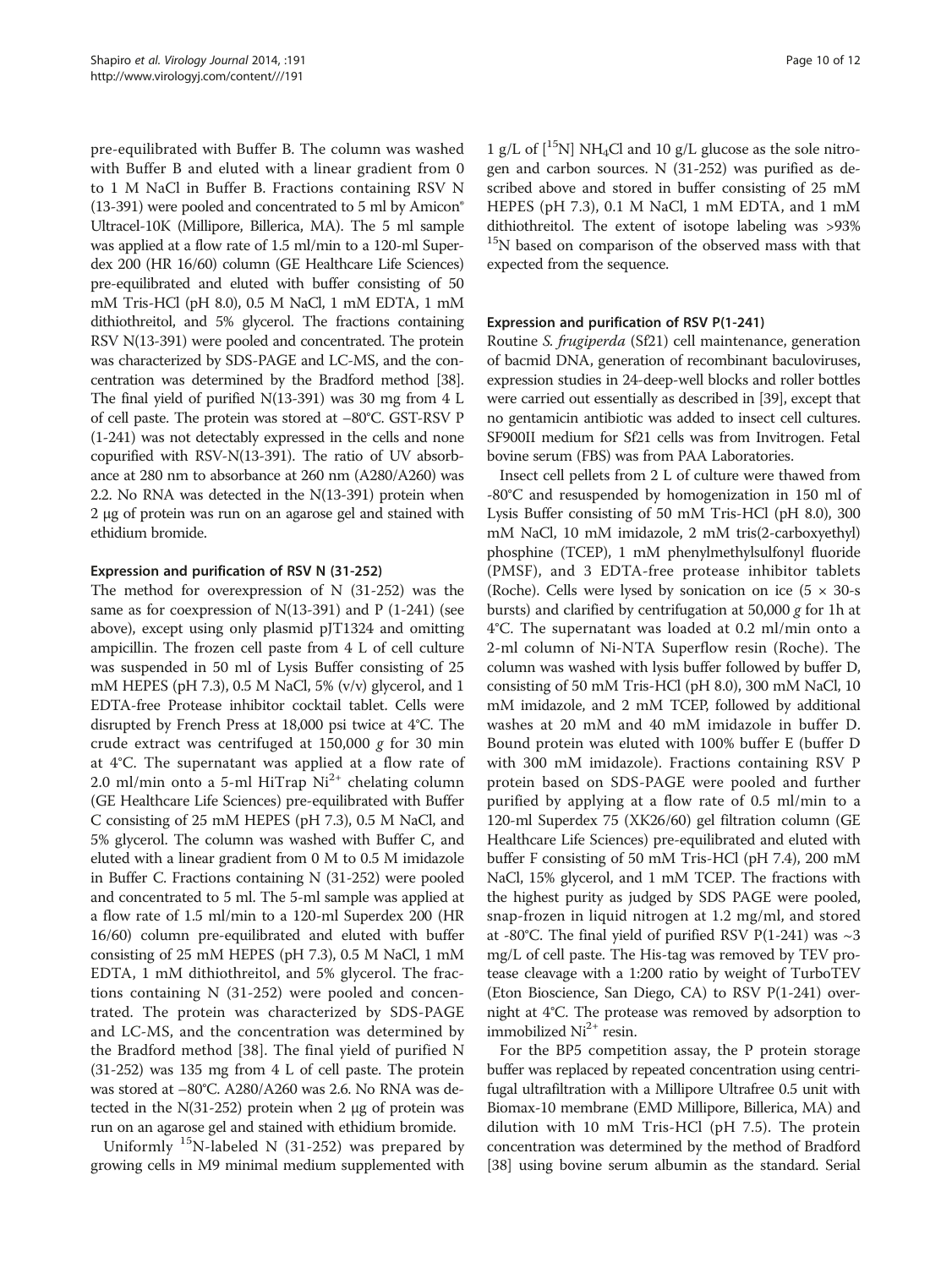pre-equilibrated with Buffer B. The column was washed with Buffer B and eluted with a linear gradient from 0 to 1 M NaCl in Buffer B. Fractions containing RSV N (13-391) were pooled and concentrated to 5 ml by Amicon® Ultracel-10K (Millipore, Billerica, MA). The 5 ml sample was applied at a flow rate of 1.5 ml/min to a 120-ml Superdex 200 (HR 16/60) column (GE Healthcare Life Sciences) pre-equilibrated and eluted with buffer consisting of 50 mM Tris-HCl (pH 8.0), 0.5 M NaCl, 1 mM EDTA, 1 mM dithiothreitol, and 5% glycerol. The fractions containing RSV N(13-391) were pooled and concentrated. The protein was characterized by SDS-PAGE and LC-MS, and the concentration was determined by the Bradford method [38]. The final yield of purified N(13-391) was 30 mg from 4 L of cell paste. The protein was stored at −80°C. GST-RSV P (1-241) was not detectably expressed in the cells and none copurified with RSV-N(13-391). The ratio of UV absorbance at 280 nm to absorbance at 260 nm (A280/A260) was 2.2. No RNA was detected in the N(13-391) protein when 2 μg of protein was run on an agarose gel and stained with ethidium bromide.

### Expression and purification of RSV N (31-252)

The method for overexpression of N (31-252) was the same as for coexpression of N(13-391) and P (1-241) (see above), except using only plasmid pJT1324 and omitting ampicillin. The frozen cell paste from 4 L of cell culture was suspended in 50 ml of Lysis Buffer consisting of 25 mM HEPES (pH 7.3), 0.5 M NaCl, 5% (v/v) glycerol, and 1 EDTA-free Protease inhibitor cocktail tablet. Cells were disrupted by French Press at 18,000 psi twice at 4°C. The crude extract was centrifuged at 150,000 *g* for 30 min at 4°C. The supernatant was applied at a flow rate of 2.0 ml/min onto a 5-ml HiTrap $Ni^{2+}$ chelating column (GE Healthcare Life Sciences) pre-equilibrated with Buffer C consisting of 25 mM HEPES (pH 7.3), 0.5 M NaCl, and 5% glycerol. The column was washed with Buffer C, and eluted with a linear gradient from 0 M to 0.5 M imidazole in Buffer C. Fractions containing N (31-252) were pooled and concentrated to 5 ml. The 5-ml sample was applied at a flow rate of 1.5 ml/min to a 120-ml Superdex 200 (HR 16/60) column pre-equilibrated and eluted with buffer consisting of 25 mM HEPES (pH 7.3), 0.5 M NaCl, 1 mM EDTA, 1 mM dithiothreitol, and 5% glycerol. The fractions containing N (31-252) were pooled and concentrated. The protein was characterized by SDS-PAGE and LC-MS, and the concentration was determined by the Bradford method [38]. The final yield of purified N (31-252) was 135 mg from 4 L of cell paste. The protein was stored at −80°C. A280/A260 was 2.6. No RNA was detected in the N(31-252) protein when 2 μg of protein was run on an agarose gel and stained with ethidium bromide.

Uniformly $^{15}N$-labeled N (31-252) was prepared by growing cells in M9 minimal medium supplemented with 1 g/L of [$^{15}N$] $NH_4Cl$ and 10 g/L glucose as the sole nitrogen and carbon sources. N (31-252) was purified as described above and stored in buffer consisting of 25 mM HEPES (pH 7.3), 0.1 M NaCl, 1 mM EDTA, and 1 mM dithiothreitol. The extent of isotope labeling was >93% $^{15}N$ based on comparison of the observed mass with that expected from the sequence.

### Expression and purification of RSV P(1-241)

Routine *S. frugiperda* (Sf21) cell maintenance, generation of bacmid DNA, generation of recombinant baculoviruses, expression studies in 24-deep-well blocks and roller bottles were carried out essentially as described in [39], except that no gentamicin antibiotic was added to insect cell cultures. SF900II medium for Sf21 cells was from Invitrogen. Fetal bovine serum (FBS) was from PAA Laboratories.

Insect cell pellets from 2 L of culture were thawed from -80°C and resuspended by homogenization in 150 ml of Lysis Buffer consisting of 50 mM Tris-HCl (pH 8.0), 300 mM NaCl, 10 mM imidazole, 2 mM tris(2-carboxyethyl) phosphine (TCEP), 1 mM phenylmethylsulfonyl fluoride (PMSF), and 3 EDTA-free protease inhibitor tablets (Roche). Cells were lysed by sonication on ice (5 × 30-s bursts) and clarified by centrifugation at 50,000 *g* for 1h at 4°C. The supernatant was loaded at 0.2 ml/min onto a 2-ml column of Ni-NTA Superflow resin (Roche). The column was washed with lysis buffer followed by buffer D, consisting of 50 mM Tris-HCl (pH 8.0), 300 mM NaCl, 10 mM imidazole, and 2 mM TCEP, followed by additional washes at 20 mM and 40 mM imidazole in buffer D. Bound protein was eluted with 100% buffer E (buffer D with 300 mM imidazole). Fractions containing RSV P protein based on SDS-PAGE were pooled and further purified by applying at a flow rate of 0.5 ml/min to a 120-ml Superdex 75 (XK26/60) gel filtration column (GE Healthcare Life Sciences) pre-equilibrated and eluted with buffer F consisting of 50 mM Tris-HCl (pH 7.4), 200 mM NaCl, 15% glycerol, and 1 mM TCEP. The fractions with the highest purity as judged by SDS PAGE were pooled, snap-frozen in liquid nitrogen at 1.2 mg/ml, and stored at -80°C. The final yield of purified RSV P(1-241) was ~3 mg/L of cell paste. The His-tag was removed by TEV protease cleavage with a 1:200 ratio by weight of TurboTEV (Eton Bioscience, San Diego, CA) to RSV P(1-241) overnight at 4°C. The protease was removed by adsorption to immobilized $Ni^{2+}$ resin.

For the BP5 competition assay, the P protein storage buffer was replaced by repeated concentration using centrifugal ultrafiltration with a Millipore Ultrafree 0.5 unit with Biomax-10 membrane (EMD Millipore, Billerica, MA) and dilution with 10 mM Tris-HCl (pH 7.5). The protein concentration was determined by the method of Bradford [38] using bovine serum albumin as the standard. Serial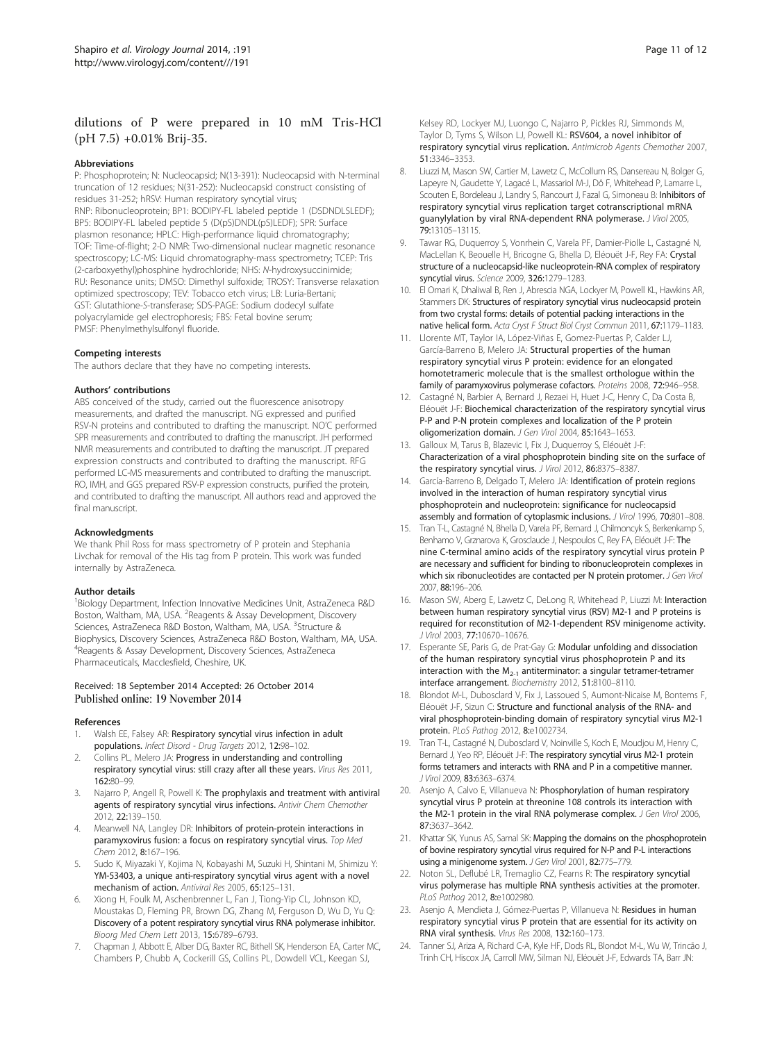dilutions of P were prepared in 10 mM Tris-HCl (pH 7.5) +0.01% Brij-35.

### Abbreviations

P: Phosphoprotein; N: Nucleocapsid; N(13-391): Nucleocapsid with N-terminal truncation of 12 residues; N(31-252): Nucleocapsid construct consisting of residues 31-252; hRSV: Human respiratory syncytial virus; RNP: Ribonucleoprotein; BP1: BODIPY-FL labeled peptide 1 (DSDNDLSLEDF); BP5: BODIPY-FL labeled peptide 5 (D(pS)DNDL(pS)LEDF); SPR: Surface plasmon resonance; HPLC: High-performance liquid chromatography; TOF: Time-of-flight; 2-D NMR: Two-dimensional nuclear magnetic resonance spectroscopy; LC-MS: Liquid chromatography-mass spectrometry; TCEP: Tris (2-carboxyethyl)phosphine hydrochloride; NHS: *N*-hydroxysuccinimide; RU: Resonance units; DMSO: Dimethyl sulfoxide; TROSY: Transverse relaxation optimized spectroscopy; TEV: Tobacco etch virus; LB: Luria-Bertani; GST: Glutathione-*S*-transferase; SDS-PAGE: Sodium dodecyl sulfate polyacrylamide gel electrophoresis; FBS: Fetal bovine serum; PMSF: Phenylmethylsulfonyl fluoride.

### Competing interests

The authors declare that they have no competing interests.

### Authors' contributions

ABS conceived of the study, carried out the fluorescence anisotropy measurements, and drafted the manuscript. NG expressed and purified RSV-N proteins and contributed to drafting the manuscript. NO'C performed SPR measurements and contributed to drafting the manuscript. JH performed NMR measurements and contributed to drafting the manuscript. JT prepared expression constructs and contributed to drafting the manuscript. RFG performed LC-MS measurements and contributed to drafting the manuscript. RO, IMH, and GGS prepared RSV-P expression constructs, purified the protein, and contributed to drafting the manuscript. All authors read and approved the final manuscript.

### Acknowledgments

We thank Phil Ross for mass spectrometry of P protein and Stephania Livchak for removal of the His tag from P protein. This work was funded internally by AstraZeneca.

### Author details

[1]Biology Department, Infection Innovative Medicines Unit, AstraZeneca R&D Boston, Waltham, MA, USA. [2]Reagents & Assay Development, Discovery Sciences, AstraZeneca R&D Boston, Waltham, MA, USA. [3]Structure & Biophysics, Discovery Sciences, AstraZeneca R&D Boston, Waltham, MA, USA. [4]Reagents & Assay Development, Discovery Sciences, AstraZeneca Pharmaceuticals, Macclesfield, Cheshire, UK.

Received: 18 September 2014 Accepted: 26 October 2014
Published online: 19 November 2014

### References

1. Walsh EE, Falsey AR: **Respiratory syncytial virus infection in adult populations.** *Infect Disord - Drug Targets* 2012, **12:**98–102.
2. Collins PL, Melero JA: **Progress in understanding and controlling respiratory syncytial virus: still crazy after all these years.** *Virus Res* 2011, **162:**80–99.
3. Najarro P, Angell R, Powell K: **The prophylaxis and treatment with antiviral agents of respiratory syncytial virus infections.** *Antivir Chem Chemother* 2012, **22:**139–150.
4. Meanwell NA, Langley DR: **Inhibitors of protein-protein interactions in paramyxovirus fusion: a focus on respiratory syncytial virus.** *Top Med Chem* 2012, **8:**167–196.
5. Sudo K, Miyazaki Y, Kojima N, Kobayashi M, Suzuki H, Shintani M, Shimizu Y: **YM-53403, a unique anti-respiratory syncytial virus agent with a novel mechanism of action.** *Antiviral Res* 2005, **65:**125–131.
6. Xiong H, Foulk M, Aschenbrenner L, Fan J, Tiong-Yip CL, Johnson KD, Moustakas D, Fleming PR, Brown DG, Zhang M, Ferguson D, Wu D, Yu Q: **Discovery of a potent respiratory syncytial virus RNA polymerase inhibitor.** *Bioorg Med Chem Lett* 2013, **15:**6789–6793.
7. Chapman J, Abbott E, Alber DG, Baxter RC, Bithell SK, Henderson EA, Carter MC, Chambers P, Chubb A, Cockerill GS, Collins PL, Dowdell VCL, Keegan SJ, Kelsey RD, Lockyer MJ, Luongo C, Najarro P, Pickles RJ, Simmonds M, Taylor D, Tyms S, Wilson LJ, Powell KL: **RSV604, a novel inhibitor of respiratory syncytial virus replication.** *Antimicrob Agents Chemother* 2007, **51:**3346–3353.
8. Liuzzi M, Mason SW, Cartier M, Lawetz C, McCollum RS, Dansereau N, Bolger G, Lapeyre N, Gaudette Y, Lagacé L, Massariol M-J, Dô F, Whitehead P, Lamarre L, Scouten E, Bordeleau J, Landry S, Rancourt J, Fazal G, Simoneau B: **Inhibitors of respiratory syncytial virus replication target cotranscriptional mRNA guanylylation by viral RNA-dependent RNA polymerase.** *J Virol* 2005, **79:**13105–13115.
9. Tawar RG, Duquerroy S, Vonrhein C, Varela PF, Damier-Piolle L, Castagné N, MacLellan K, Bedouelle H, Bricogne G, Bhella D, Eléouët J-F, Rey FA: **Crystal structure of a nucleocapsid-like nucleoprotein-RNA complex of respiratory syncytial virus.** *Science* 2009, **326:**1279–1283.
10. El Omari K, Dhaliwal B, Ren J, Abrescia NGA, Lockyer M, Powell KL, Hawkins AR, Stammers DK: **Structures of respiratory syncytial virus nucleocapsid protein from two crystal forms: details of potential packing interactions in the native helical form.** *Acta Cryst F Struct Biol Cryst Commun* 2011, **67:**1179–1183.
11. Llorente MT, Taylor IA, López-Viñas E, Gomez-Puertas P, Calder LJ, García-Barreno B, Melero JA: **Structural properties of the human respiratory syncytial virus P protein: evidence for an elongated homotetrameric molecule that is the smallest orthologue within the family of paramyxovirus polymerase cofactors.** *Proteins* 2008, **72:**946–958.
12. Castagné N, Barbier A, Bernard J, Rezaei H, Huet J-C, Henry C, Da Costa B, Eléouët J-F: **Biochemical characterization of the respiratory syncytial virus P-P and P-N protein complexes and localization of the P protein oligomerization domain.** *J Gen Virol* 2004, **85:**1643–1653.
13. Galloux M, Tarus B, Blazevic I, Fix J, Duquerroy S, Eléouët J-F: **Characterization of a viral phosphoprotein binding site on the surface of the respiratory syncytial virus.** *J Virol* 2012, **86:**8375–8387.
14. García-Barreno B, Delgado T, Melero JA: **Identification of protein regions involved in the interaction of human respiratory syncytial virus phosphoprotein and nucleoprotein: significance for nucleocapsid assembly and formation of cytoplasmic inclusions.** *J Virol* 1996, **70:**801–808.
15. Tran T-L, Castagné N, Bhella D, Varela PF, Bernard J, Chilmonczyk S, Berkenkamp S, Benhamo V, Grznarova K, Grosclaude J, Nespoulos C, Rey FA, Eléouët J-F: **The nine C-terminal amino acids of the respiratory syncytial virus protein P are necessary and sufficient for binding to ribonucleoprotein complexes in which six ribonucleotides are contacted per N protein protomer.** *J Gen Virol* 2007, **88:**196–206.
16. Mason SW, Aberg E, Lawetz C, DeLong R, Whitehead P, Liuzzi M: **Interaction between human respiratory syncytial virus (RSV) M2-1 and P proteins is required for reconstitution of M2-1-dependent RSV minigenome activity.** *J Virol* 2003, **77:**10670–10676.
17. Esperante SE, Paris G, de Prat-Gay G: **Modular unfolding and dissociation of the human respiratory syncytial virus phosphoprotein P and its interaction with the $M_{2-1}$ antiterminator: a singular tetramer-tetramer interface arrangement.** *Biochemistry* 2012, **51:**8100–8110.
18. Blondot M-L, Dubosclard V, Fix J, Lassoued S, Aumont-Nicaise M, Bontems F, Eléouët J-F, Sizun C: **Structure and functional analysis of the RNA- and viral phosphoprotein-binding domain of respiratory syncytial virus M2-1 protein.** *PLoS Pathog* 2012, **8:**e1002734.
19. Tran T-L, Castagné N, Dubosclard V, Noinville S, Koch E, Moudjou M, Henry C, Bernard J, Yeo RP, Eléouët J-F: **The respiratory syncytial virus M2-1 protein forms tetramers and interacts with RNA and P in a competitive manner.** *J Virol* 2009, **83:**6363–6374.
20. Asenjo A, Calvo E, Villanueva N: **Phosphorylation of human respiratory syncytial virus P protein at threonine 108 controls its interaction with the M2-1 protein in the viral RNA polymerase complex.** *J Gen Virol* 2006, **87:**3637–3642.
21. Khattar SK, Yunus AS, Samal SK: **Mapping the domains on the phosphoprotein of bovine respiratory syncytial virus required for N-P and P-L interactions using a minigenome system.** *J Gen Virol* 2001, **82:**775–779.
22. Noton SL, Deflubé LR, Tremaglio CZ, Fearns R: **The respiratory syncytial virus polymerase has multiple RNA synthesis activities at the promoter.** *PLoS Pathog* 2012, **8:**e1002980.
23. Asenjo A, Mendieta J, Gómez-Puertas P, Villanueva N: **Residues in human respiratory syncytial virus P protein that are essential for its activity on RNA viral synthesis.** *Virus Res* 2008, **132:**160–173.
24. Tanner SJ, Ariza A, Richard C-A, Kyle HF, Dods RL, Blondot M-L, Wu W, Trincão J, Trinh CH, Hiscox JA, Carroll MW, Silman NJ, Eléouët J-F, Edwards TA, Barr JN: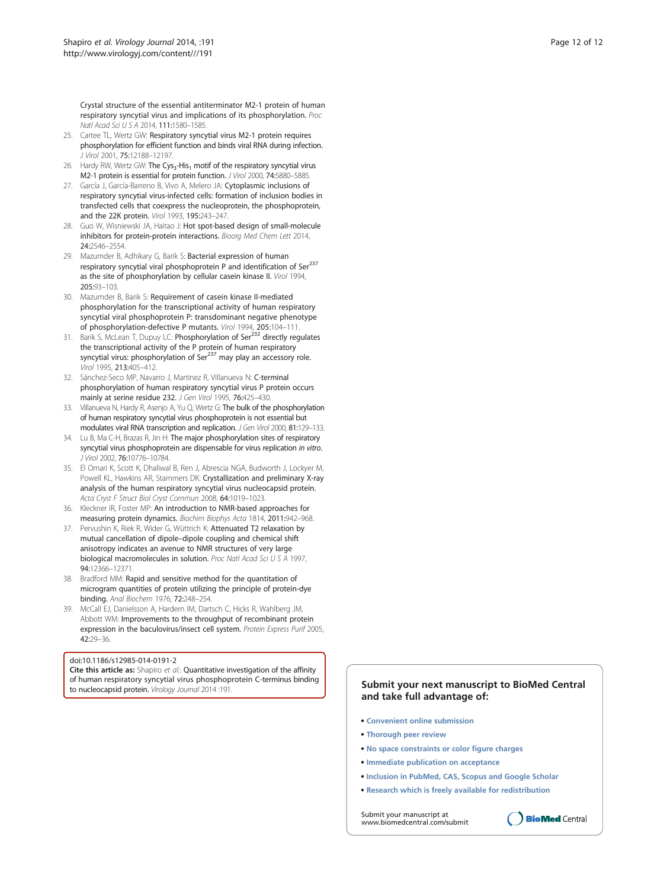Crystal structure of the essential antiterminator M2-1 protein of human respiratory syncytial virus and implications of its phosphorylation. *Proc Natl Acad Sci U S A* 2014, **111:**1580–1585.

25. Cartee TL, Wertz GW: **Respiratory syncytial virus M2-1 protein requires phosphorylation for efficient function and binds viral RNA during infection.** *J Virol* 2001, **75:**12188–12197.
26. Hardy RW, Wertz GW: **The $Cys_3$-$His_1$ motif of the respiratory syncytial virus M2-1 protein is essential for protein function.** *J Virol* 2000, **74:**5880–5885.
27. García J, García-Barreno B, Vivo A, Melero JA: **Cytoplasmic inclusions of respiratory syncytial virus-infected cells: formation of inclusion bodies in transfected cells that coexpress the nucleoprotein, the phosphoprotein, and the 22K protein.** *Virol* 1993, **195:**243–247.
28. Guo W, Wisniewski JA, Haitao J: **Hot spot-based design of small-molecule inhibitors for protein-protein interactions.** *Bioorg Med Chem Lett* 2014, **24:**2546–2554.
29. Mazumder B, Adhikary G, Barik S: **Bacterial expression of human respiratory syncytial viral phosphoprotein P and identification of $Ser^{237}$ as the site of phosphorylation by cellular casein kinase II.** *Virol* 1994, **205:**93–103.
30. Mazumder B, Barik S: **Requirement of casein kinase II-mediated phosphorylation for the transcriptional activity of human respiratory syncytial viral phosphoprotein P: transdominant negative phenotype of phosphorylation-defective P mutants.** *Virol* 1994, **205:**104–111.
31. Barik S, McLean T, Dupuy LC: **Phosphorylation of $Ser^{232}$ directly regulates the transcriptional activity of the P protein of human respiratory syncytial virus: phosphorylation of $Ser^{237}$ may play an accessory role.** *Virol* 1995, **213:**405–412.
32. Sánchez-Seco MP, Navarro J, Martinez R, Villanueva N: **C-terminal phosphorylation of human respiratory syncytial virus P protein occurs mainly at serine residue 232.** *J Gen Virol* 1995, **76:**425–430.
33. Villanueva N, Hardy R, Asenjo A, Yu Q, Wertz G: **The bulk of the phosphorylation of human respiratory syncytial virus phosphoprotein is not essential but modulates viral RNA transcription and replication.** *J Gen Virol* 2000, **81:**129–133.
34. Lu B, Ma C-H, Brazas R, Jin H: **The major phosphorylation sites of respiratory syncytial virus phosphoprotein are dispensable for virus replication *in vitro*.** *J Virol* 2002, **76:**10776–10784.
35. El Omari K, Scott K, Dhaliwal B, Ren J, Abrescia NGA, Budworth J, Lockyer M, Powell KL, Hawkins AR, Stammers DK: **Crystallization and preliminary X-ray analysis of the human respiratory syncytial virus nucleocapsid protein.** *Acta Cryst F Struct Biol Cryst Commun* 2008, **64:**1019–1023.
36. Kleckner IR, Foster MP: **An introduction to NMR-based approaches for measuring protein dynamics.** *Biochim Biophys Acta* 1814, **2011:**942–968.
37. Pervushin K, Riek R, Wider G, Wüttrich K: **Attenuated T2 relaxation by mutual cancellation of dipole–dipole coupling and chemical shift anisotropy indicates an avenue to NMR structures of very large biological macromolecules in solution.** *Proc Natl Acad Sci U S A* 1997, **94:**12366–12371.
38. Bradford MM: **Rapid and sensitive method for the quantitation of microgram quantities of protein utilizing the principle of protein-dye binding.** *Anal Biochem* 1976, **72:**248–254.
39. McCall EJ, Danielsson A, Hardern IM, Dartsch C, Hicks R, Wahlberg JM, Abbott WM: **Improvements to the throughput of recombinant protein expression in the baculovirus/insect cell system.** *Protein Express Purif* 2005, **42:**29–36.

doi:10.1186/s12985-014-0191-2

**Cite this article as:** Shapiro *et al.*: Quantitative investigation of the affinity of human respiratory syncytial virus phosphoprotein C-terminus binding to nucleocapsid protein. *Virology Journal* 2014 :191.

**Submit your next manuscript to BioMed Central and take full advantage of:**

- **Convenient online submission**
- **Thorough peer review**
- **No space constraints or color figure charges**
- **Immediate publication on acceptance**
- **Inclusion in PubMed, CAS, Scopus and Google Scholar**
- **Research which is freely available for redistribution**

Submit your manuscript at
www.biomedcentral.com/submit

BioMed Central